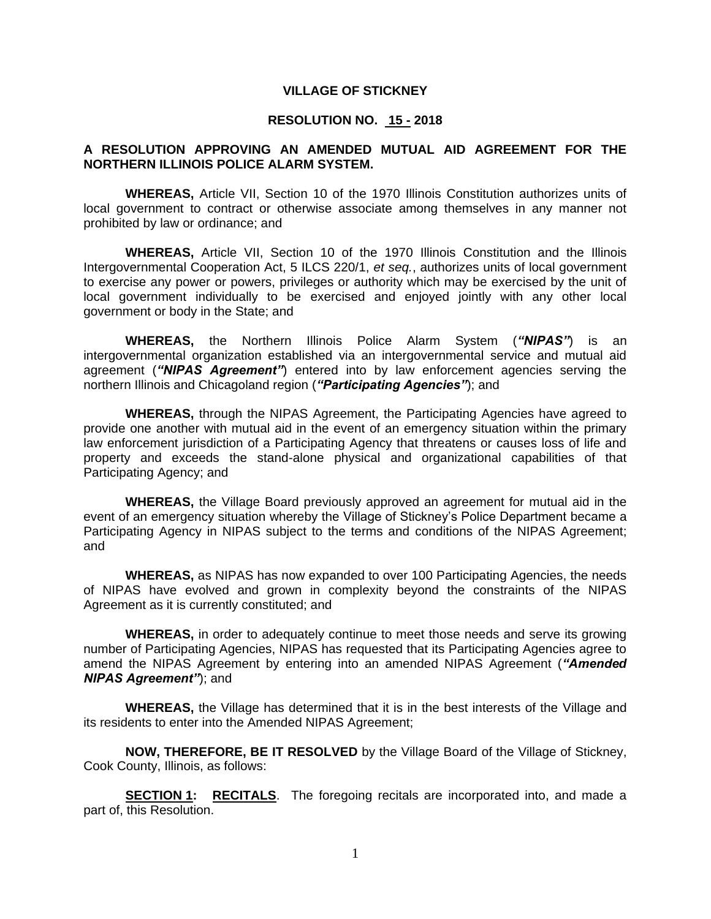**VILLAGE OF STICKNEY**

**RESOLUTION NO. 15 - 2018**

**A RESOLUTION APPROVING AN AMENDED MUTUAL AID AGREEMENT FOR THE NORTHERN ILLINOIS POLICE ALARM SYSTEM.**

**WHEREAS,** Article VII, Section 10 of the 1970 Illinois Constitution authorizes units of local government to contract or otherwise associate among themselves in any manner not prohibited by law or ordinance; and

**WHEREAS,** Article VII, Section 10 of the 1970 Illinois Constitution and the Illinois Intergovernmental Cooperation Act, 5 ILCS 220/1, *et seq.*, authorizes units of local government to exercise any power or powers, privileges or authority which may be exercised by the unit of local government individually to be exercised and enjoyed jointly with any other local government or body in the State; and

**WHEREAS,** the Northern Illinois Police Alarm System (***"NIPAS"***) is an intergovernmental organization established via an intergovernmental service and mutual aid agreement (***"NIPAS Agreement"***) entered into by law enforcement agencies serving the northern Illinois and Chicagoland region (***"Participating Agencies"***); and

**WHEREAS,** through the NIPAS Agreement, the Participating Agencies have agreed to provide one another with mutual aid in the event of an emergency situation within the primary law enforcement jurisdiction of a Participating Agency that threatens or causes loss of life and property and exceeds the stand-alone physical and organizational capabilities of that Participating Agency; and

**WHEREAS,** the Village Board previously approved an agreement for mutual aid in the event of an emergency situation whereby the Village of Stickney's Police Department became a Participating Agency in NIPAS subject to the terms and conditions of the NIPAS Agreement; and

**WHEREAS,** as NIPAS has now expanded to over 100 Participating Agencies, the needs of NIPAS have evolved and grown in complexity beyond the constraints of the NIPAS Agreement as it is currently constituted; and

**WHEREAS,** in order to adequately continue to meet those needs and serve its growing number of Participating Agencies, NIPAS has requested that its Participating Agencies agree to amend the NIPAS Agreement by entering into an amended NIPAS Agreement (***"Amended NIPAS Agreement"***); and

**WHEREAS,** the Village has determined that it is in the best interests of the Village and its residents to enter into the Amended NIPAS Agreement;

**NOW, THEREFORE, BE IT RESOLVED** by the Village Board of the Village of Stickney, Cook County, Illinois, as follows:

**SECTION 1: RECITALS**. The foregoing recitals are incorporated into, and made a part of, this Resolution.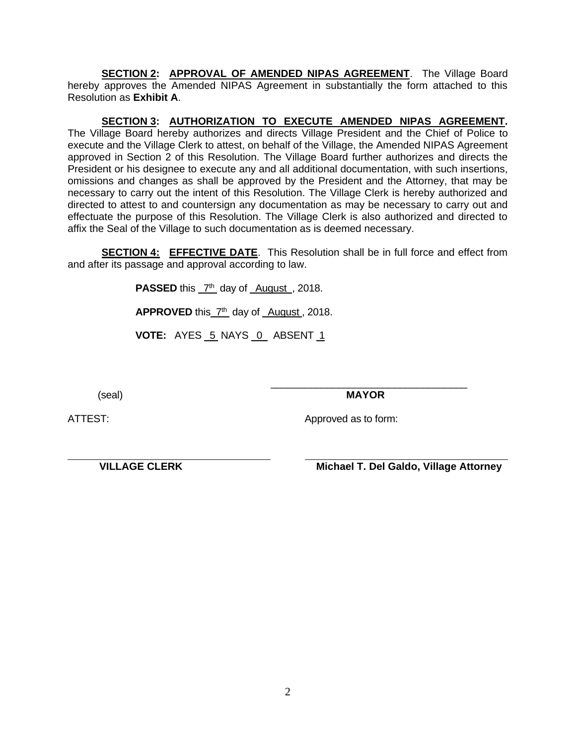**SECTION 2: APPROVAL OF AMENDED NIPAS AGREEMENT**. The Village Board hereby approves the Amended NIPAS Agreement in substantially the form attached to this Resolution as **Exhibit A**.

**SECTION 3: AUTHORIZATION TO EXECUTE AMENDED NIPAS AGREEMENT.** The Village Board hereby authorizes and directs Village President and the Chief of Police to execute and the Village Clerk to attest, on behalf of the Village, the Amended NIPAS Agreement approved in Section 2 of this Resolution. The Village Board further authorizes and directs the President or his designee to execute any and all additional documentation, with such insertions, omissions and changes as shall be approved by the President and the Attorney, that may be necessary to carry out the intent of this Resolution. The Village Clerk is hereby authorized and directed to attest to and countersign any documentation as may be necessary to carry out and effectuate the purpose of this Resolution. The Village Clerk is also authorized and directed to affix the Seal of the Village to such documentation as is deemed necessary.

**SECTION 4: EFFECTIVE DATE**. This Resolution shall be in full force and effect from and after its passage and approval according to law.

**PASSED** this 7th day of August, 2018.

**APPROVED** this 7th day of August, 2018.

**VOTE:** AYES 5 NAYS 0 ABSENT 1

(seal)

\_\_\_\_\_\_\_\_\_\_\_\_\_\_\_\_\_\_\_\_\_\_\_\_\_\_\_\_\_\_\_\_\_\_
**MAYOR**

ATTEST:

\_\_\_\_\_\_\_\_\_\_\_\_\_\_\_\_\_\_\_\_\_\_\_\_\_\_\_\_\_\_\_\_\_\_
**VILLAGE CLERK**

Approved as to form:

\_\_\_\_\_\_\_\_\_\_\_\_\_\_\_\_\_\_\_\_\_\_\_\_\_\_\_\_\_\_\_\_\_\_
**Michael T. Del Galdo, Village Attorney**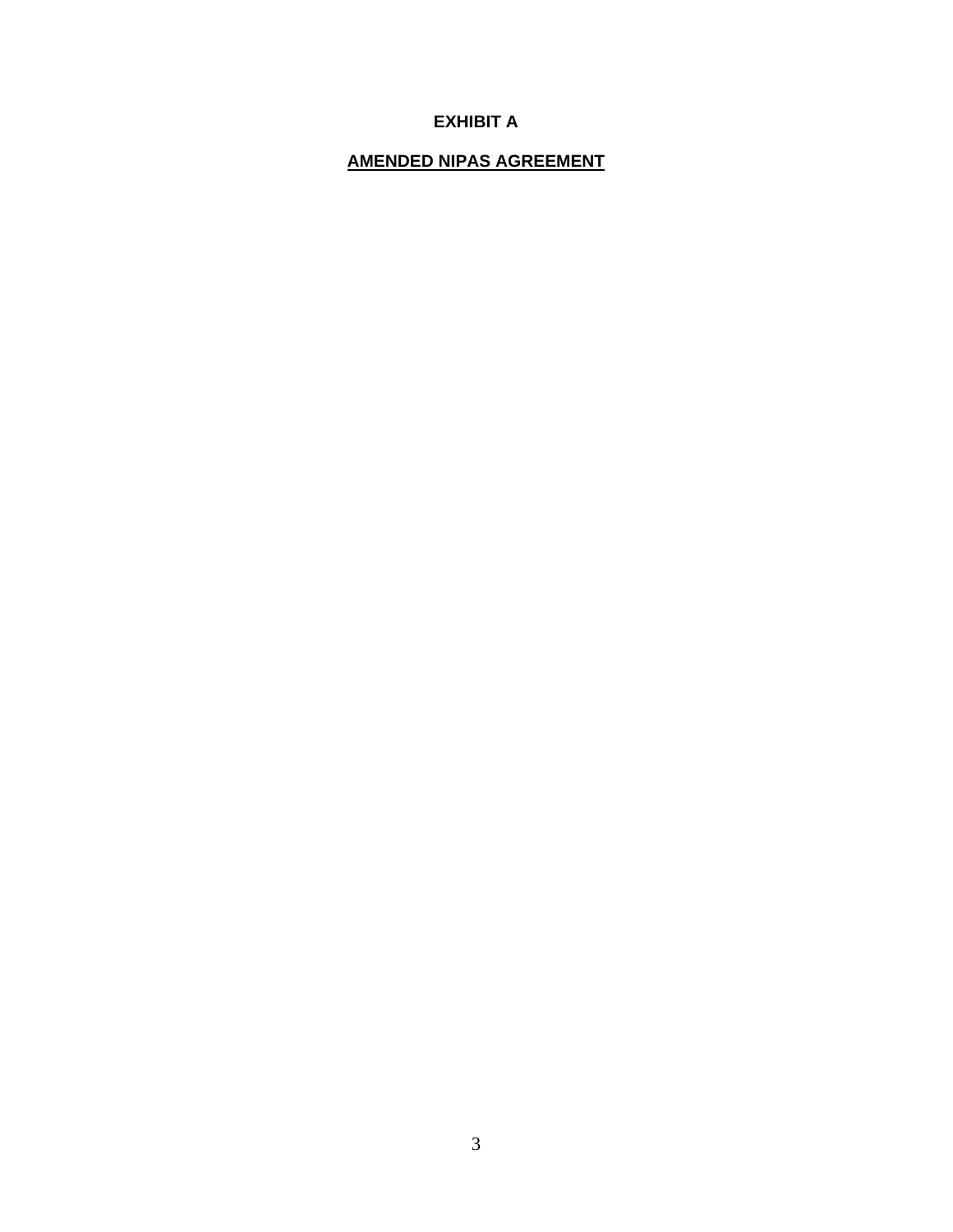**EXHIBIT A**

**AMENDED NIPAS AGREEMENT**